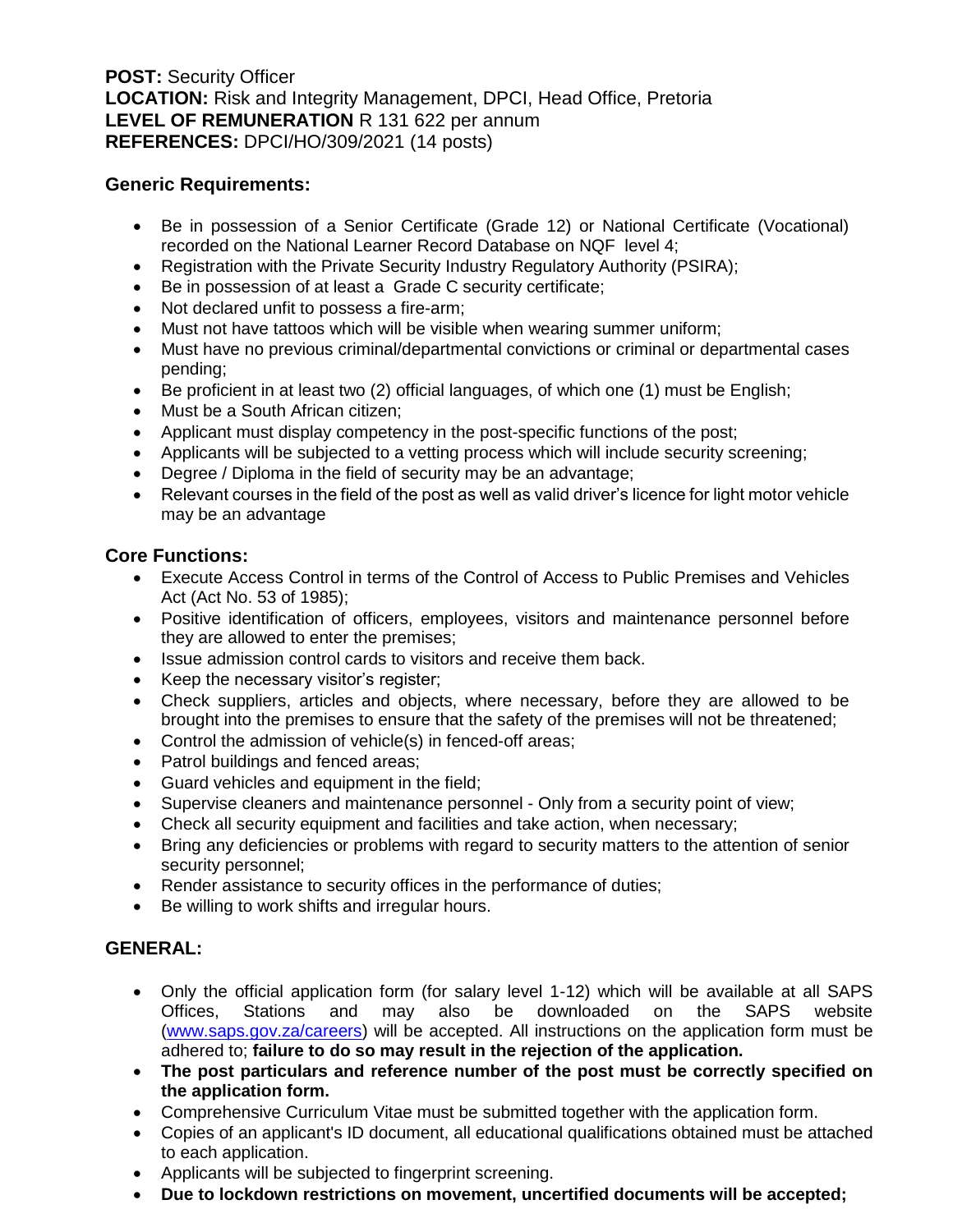**POST:** Security Officer
**LOCATION:** Risk and Integrity Management, DPCI, Head Office, Pretoria
**LEVEL OF REMUNERATION** R 131 622 per annum
**REFERENCES:** DPCI/HO/309/2021 (14 posts)

## Generic Requirements:

- Be in possession of a Senior Certificate (Grade 12) or National Certificate (Vocational) recorded on the National Learner Record Database on NQF level 4;
- Registration with the Private Security Industry Regulatory Authority (PSIRA);
- Be in possession of at least a Grade C security certificate;
- Not declared unfit to possess a fire-arm;
- Must not have tattoos which will be visible when wearing summer uniform;
- Must have no previous criminal/departmental convictions or criminal or departmental cases pending;
- Be proficient in at least two (2) official languages, of which one (1) must be English;
- Must be a South African citizen;
- Applicant must display competency in the post-specific functions of the post;
- Applicants will be subjected to a vetting process which will include security screening;
- Degree / Diploma in the field of security may be an advantage;
- Relevant courses in the field of the post as well as valid driver's licence for light motor vehicle may be an advantage

## Core Functions:

- Execute Access Control in terms of the Control of Access to Public Premises and Vehicles Act (Act No. 53 of 1985);
- Positive identification of officers, employees, visitors and maintenance personnel before they are allowed to enter the premises;
- Issue admission control cards to visitors and receive them back.
- Keep the necessary visitor's register;
- Check suppliers, articles and objects, where necessary, before they are allowed to be brought into the premises to ensure that the safety of the premises will not be threatened;
- Control the admission of vehicle(s) in fenced-off areas;
- Patrol buildings and fenced areas;
- Guard vehicles and equipment in the field;
- Supervise cleaners and maintenance personnel - Only from a security point of view;
- Check all security equipment and facilities and take action, when necessary;
- Bring any deficiencies or problems with regard to security matters to the attention of senior security personnel;
- Render assistance to security offices in the performance of duties;
- Be willing to work shifts and irregular hours.

## GENERAL:

- Only the official application form (for salary level 1-12) which will be available at all SAPS Offices, Stations and may also be downloaded on the SAPS website (www.saps.gov.za/careers) will be accepted. All instructions on the application form must be adhered to; **failure to do so may result in the rejection of the application.**
- **The post particulars and reference number of the post must be correctly specified on the application form.**
- Comprehensive Curriculum Vitae must be submitted together with the application form.
- Copies of an applicant's ID document, all educational qualifications obtained must be attached to each application.
- Applicants will be subjected to fingerprint screening.
- **Due to lockdown restrictions on movement, uncertified documents will be accepted;**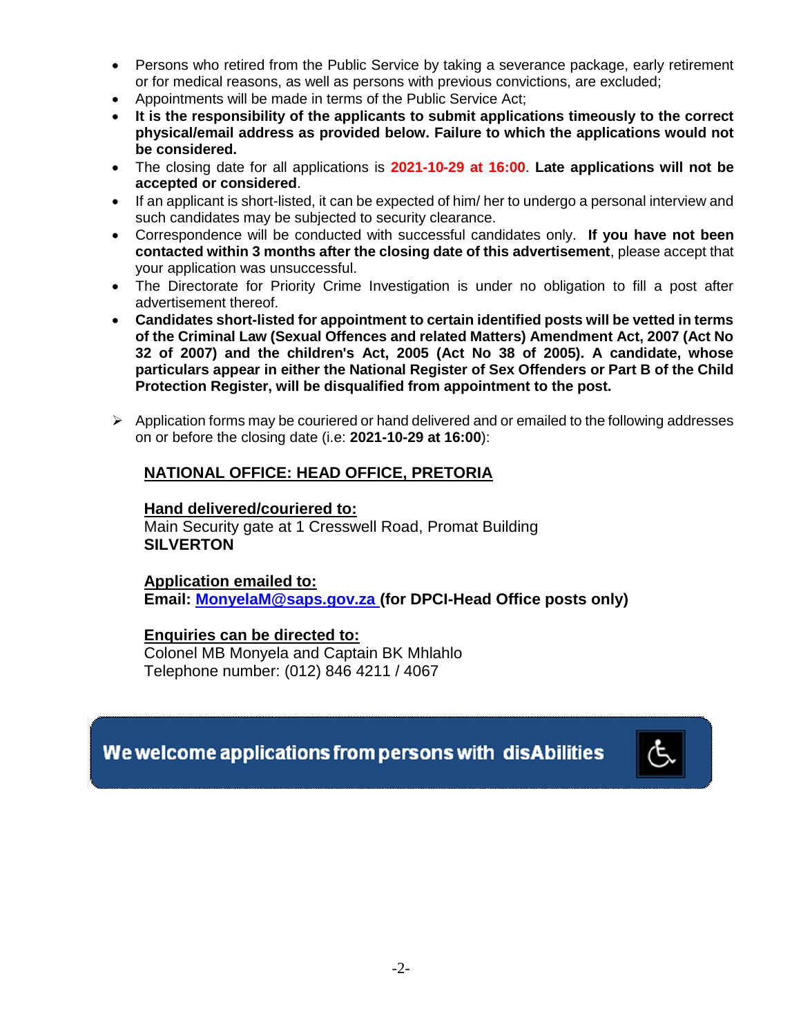- Persons who retired from the Public Service by taking a severance package, early retirement or for medical reasons, as well as persons with previous convictions, are excluded;
- Appointments will be made in terms of the Public Service Act;
- **It is the responsibility of the applicants to submit applications timeously to the correct physical/email address as provided below. Failure to which the applications would not be considered.**
- The closing date for all applications is **2021-10-29 at 16:00**. **Late applications will not be accepted or considered**.
- If an applicant is short-listed, it can be expected of him/ her to undergo a personal interview and such candidates may be subjected to security clearance.
- Correspondence will be conducted with successful candidates only. **If you have not been contacted within 3 months after the closing date of this advertisement**, please accept that your application was unsuccessful.
- The Directorate for Priority Crime Investigation is under no obligation to fill a post after advertisement thereof.
- **Candidates short-listed for appointment to certain identified posts will be vetted in terms of the Criminal Law (Sexual Offences and related Matters) Amendment Act, 2007 (Act No 32 of 2007) and the children's Act, 2005 (Act No 38 of 2005). A candidate, whose particulars appear in either the National Register of Sex Offenders or Part B of the Child Protection Register, will be disqualified from appointment to the post.**

➢ Application forms may be couriered or hand delivered and or emailed to the following addresses on or before the closing date (i.e: **2021-10-29 at 16:00**):

**NATIONAL OFFICE: HEAD OFFICE, PRETORIA**

**Hand delivered/couriered to:**
Main Security gate at 1 Cresswell Road, Promat Building
**SILVERTON**

**Application emailed to:**
**Email: MonyelaM@saps.gov.za (for DPCI-Head Office posts only)**

**Enquiries can be directed to:**
Colonel MB Monyela and Captain BK Mhlahlo
Telephone number: (012) 846 4211 / 4067

**We welcome applications from persons with disAbilities**